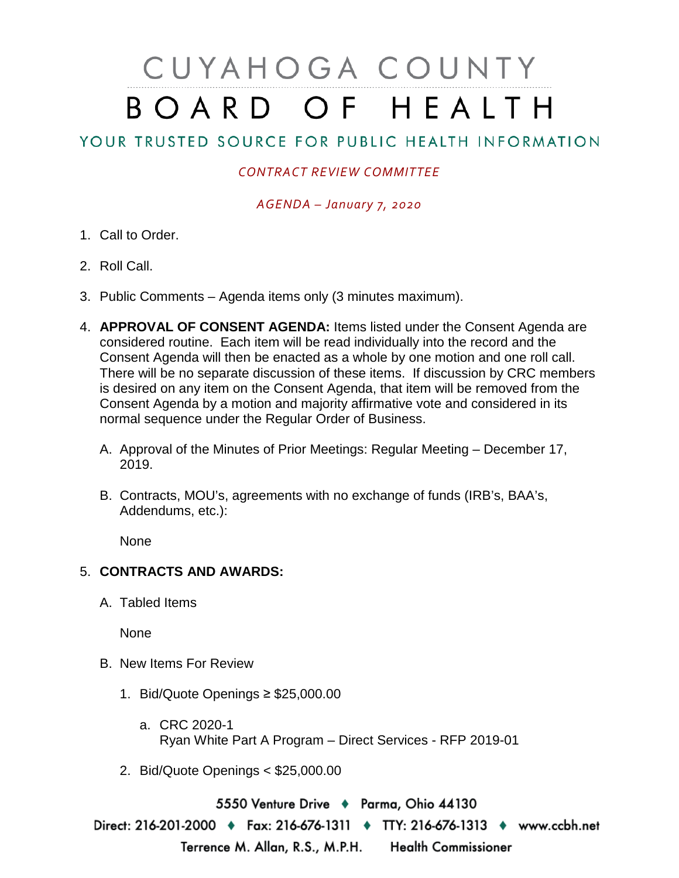# CUYAHOGA COUNTY BOARD OF HEALTH

## YOUR TRUSTED SOURCE FOR PUBLIC HEALTH INFORMATION

*CONTRACT REVIEW COMMITTEE*

*AGENDA – January 7, 2020*

1. Call to Order.

2. Roll Call.

3. Public Comments – Agenda items only (3 minutes maximum).

4. **APPROVAL OF CONSENT AGENDA:** Items listed under the Consent Agenda are considered routine. Each item will be read individually into the record and the Consent Agenda will then be enacted as a whole by one motion and one roll call. There will be no separate discussion of these items. If discussion by CRC members is desired on any item on the Consent Agenda, that item will be removed from the Consent Agenda by a motion and majority affirmative vote and considered in its normal sequence under the Regular Order of Business.

   A. Approval of the Minutes of Prior Meetings: Regular Meeting – December 17, 2019.

   B. Contracts, MOU's, agreements with no exchange of funds (IRB's, BAA's, Addendums, etc.):

      None

5. **CONTRACTS AND AWARDS:**

   A. Tabled Items

      None

   B. New Items For Review

      1. Bid/Quote Openings ≥ $25,000.00

         a. CRC 2020-1
            Ryan White Part A Program – Direct Services - RFP 2019-01

      2. Bid/Quote Openings < $25,000.00

5550 Venture Drive ♦ Parma, Ohio 44130
Direct: 216-201-2000 ♦ Fax: 216-676-1311 ♦ TTY: 216-676-1313 ♦ www.ccbh.net
Terrence M. Allan, R.S., M.P.H. Health Commissioner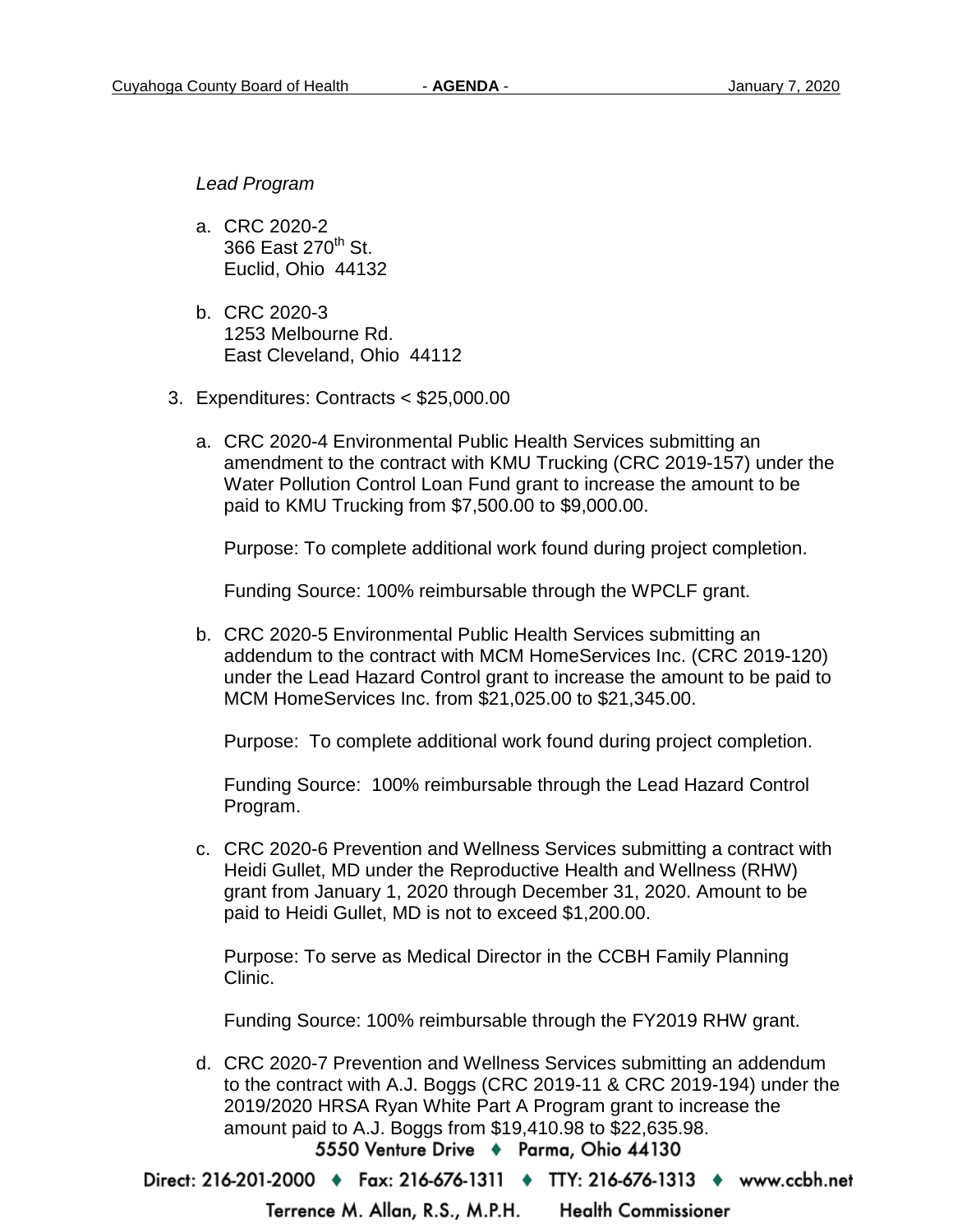*Lead Program*

a. CRC 2020-2
   366 East 270th St.
   Euclid, Ohio 44132

b. CRC 2020-3
   1253 Melbourne Rd.
   East Cleveland, Ohio 44112

3. Expenditures: Contracts < $25,000.00

   a. CRC 2020-4 Environmental Public Health Services submitting an amendment to the contract with KMU Trucking (CRC 2019-157) under the Water Pollution Control Loan Fund grant to increase the amount to be paid to KMU Trucking from $7,500.00 to $9,000.00.

      Purpose: To complete additional work found during project completion.

      Funding Source: 100% reimbursable through the WPCLF grant.

   b. CRC 2020-5 Environmental Public Health Services submitting an addendum to the contract with MCM HomeServices Inc. (CRC 2019-120) under the Lead Hazard Control grant to increase the amount to be paid to MCM HomeServices Inc. from $21,025.00 to $21,345.00.

      Purpose: To complete additional work found during project completion.

      Funding Source: 100% reimbursable through the Lead Hazard Control Program.

   c. CRC 2020-6 Prevention and Wellness Services submitting a contract with Heidi Gullet, MD under the Reproductive Health and Wellness (RHW) grant from January 1, 2020 through December 31, 2020. Amount to be paid to Heidi Gullet, MD is not to exceed $1,200.00.

      Purpose: To serve as Medical Director in the CCBH Family Planning Clinic.

      Funding Source: 100% reimbursable through the FY2019 RHW grant.

   d. CRC 2020-7 Prevention and Wellness Services submitting an addendum to the contract with A.J. Boggs (CRC 2019-11 & CRC 2019-194) under the 2019/2020 HRSA Ryan White Part A Program grant to increase the amount paid to A.J. Boggs from $19,410.98 to $22,635.98.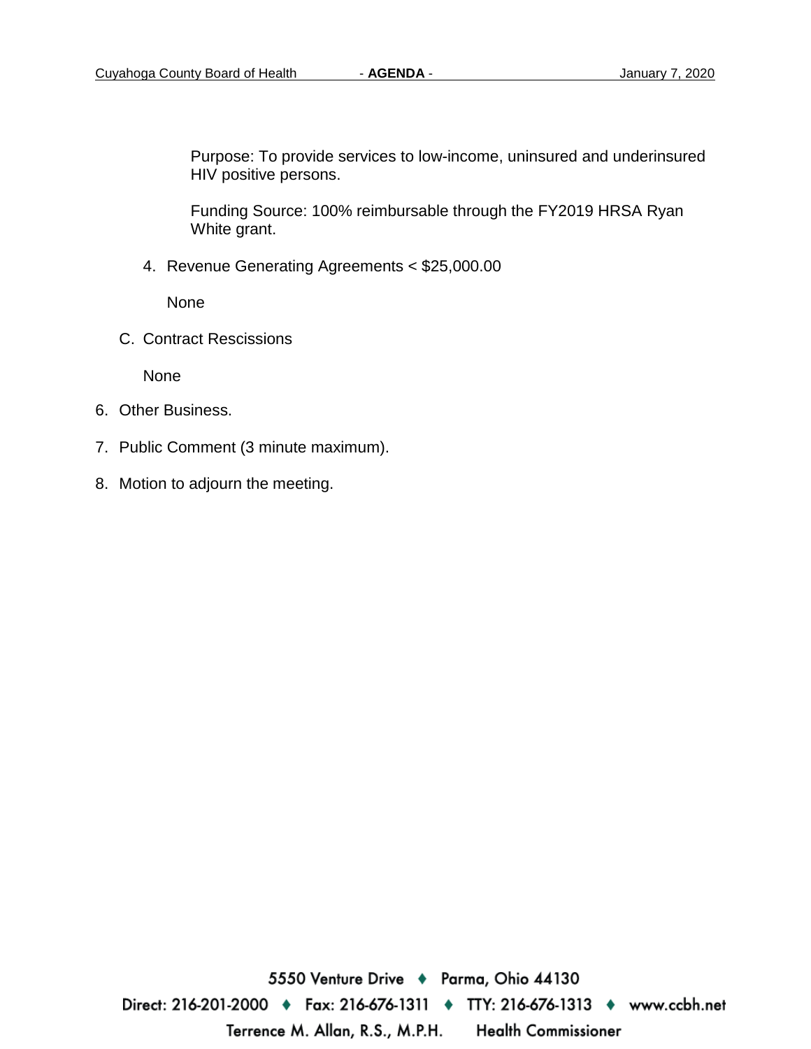Purpose: To provide services to low-income, uninsured and underinsured HIV positive persons.

Funding Source: 100% reimbursable through the FY2019 HRSA Ryan White grant.

4. Revenue Generating Agreements < $25,000.00

   None

C. Contract Rescissions

   None

6. Other Business.

7. Public Comment (3 minute maximum).

8. Motion to adjourn the meeting.